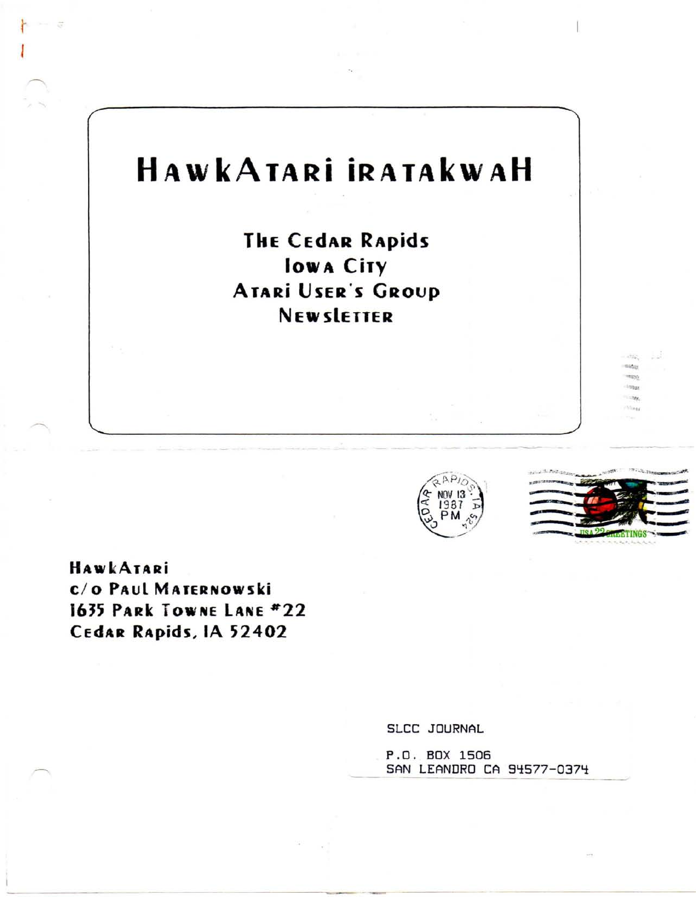# HawkAtari iratakwaH

**The Cedar Rapids**
**Iowa City**
**Atari User's Group**
**Newsletter**

CEDAR RAPIDS, IA 524
NOV 13
1987
PM

USA 22 GREETINGS

**HawkAtari**
**c/o Paul Maternowski**
**1635 Park Towne Lane #22**
**Cedar Rapids, IA 52402**

SLCC JOURNAL

P.O. BOX 1506
SAN LEANDRO CA 94577-0374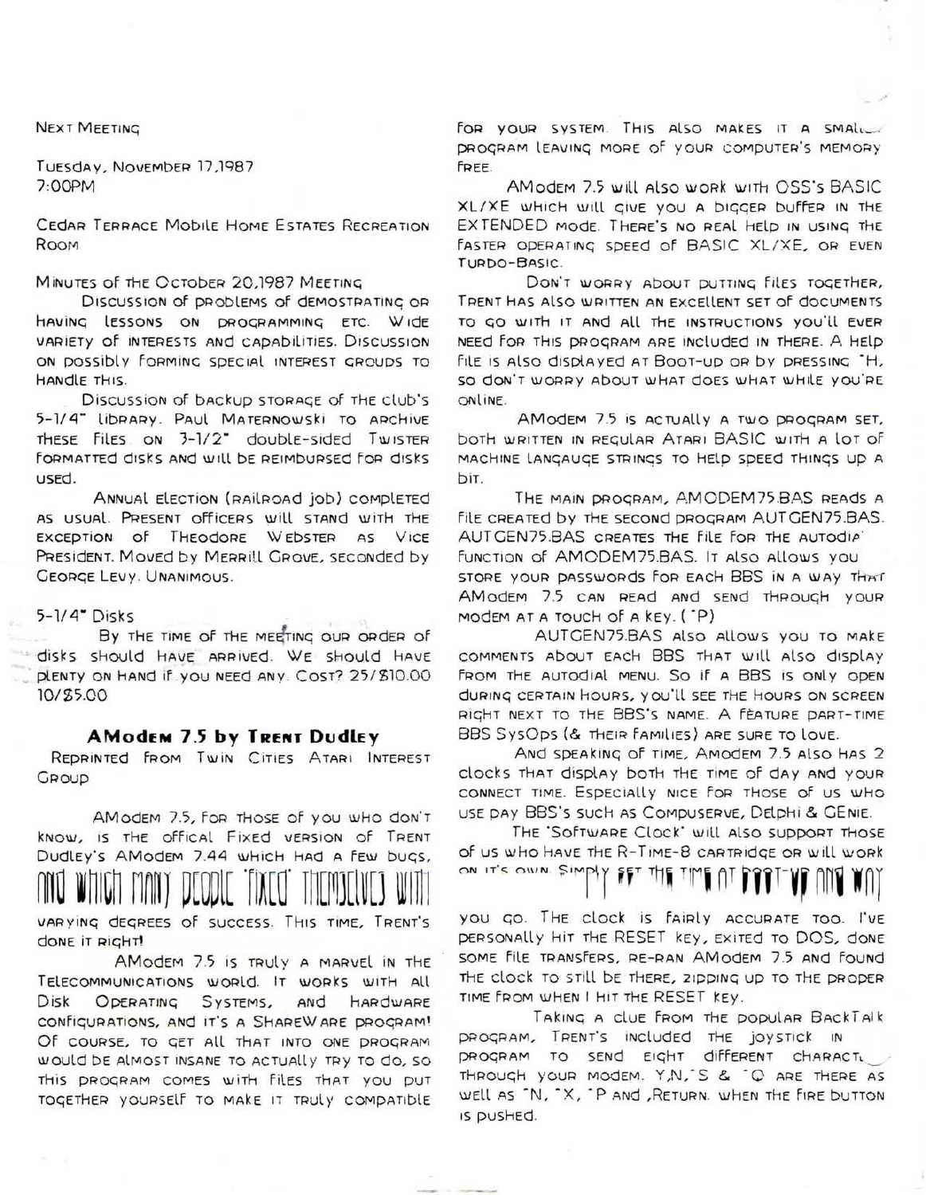Next Meeting

Tuesday, November 17,1987
7:00PM

Cedar Terrace Mobile Home Estates Recreation Room

Minutes of the October 20,1987 Meeting

Discussion of problems of demostrating or having lessons on programming etc. Wide variety of interests and capabilities. Discussion on possibly forming special interest groups to handle this.

Discussion of backup storage of the club's 5-1/4" library. Paul Maternowski to archive these files on 3-1/2" double-sided Twister formatted disks and will be reimbursed for disks used.

Annual election (railroad job) completed as usual. Present officers will stand with the exception of Theodore Webster as Vice President. Moved by Merrill Grove, seconded by George Levy. Unanimous.

5-1/4" Disks

By the time of the meeting our order of disks should have arrived. We should have plenty on hand if you need any. Cost? 25/$10.00 10/$5.00

## AModem 7.5 by Trent Dudley

Reprinted from Twin Cities Atari Interest Group

AModem 7.5, for those of you who don't know, is the offical Fixed version of Trent Dudley's AModem 7.44 which had a few bugs, and which many people "fixed" themselves with varying degrees of success. This time, Trent's done it right!

AModem 7.5 is truly a marvel in the Telecommunications world. It works with all Disk Operating Systems, and Hardware configurations, and it's a ShareWare program! Of course, to get all that into one program would be almost insane to actually try to do, so this program comes with files that you put together yourself to make it truly compatible for your system. This also makes it a small program leaving more of your computer's memory free.

AModem 7.5 will also work with OSS's BASIC XL/XE which will give you a bigger buffer in the EXTENDED mode. There's no real help in using the faster operating speed of BASIC XL/XE, or even Turbo-Basic.

Don't worry about putting files together, Trent has also written an excellent set of documents to go with it and all the instructions you'll ever need for this program are included in there. A Help file is also displayed at Boot-up or by pressing ^H, so don't worry about what does what while you're online.

AModem 7.5 is actually a two program set, both written in regular Atari BASIC with a lot of machine langauge strings to help speed things up a bit.

The main program, AMODEM75.BAS reads a file created by the second program AUTGEN75.BAS. AUTGEN75.BAS creates the file for the autodial function of AMODEM75.BAS. It also allows you store your passwords for each BBS in a way that AModem 7.5 can read and send through your modem at a touch of a key. (^P)

AUTGEN75.BAS also allows you to make comments about each BBS that will also display from the autodial menu. So if a BBS is only open during certain hours, you'll see the hours on screen right next to the BBS's name. A feature part-time BBS SysOps (& their families) are sure to love.

And speaking of time, Amodem 7.5 also has 2 clocks that display both the time of day and your connect time. Especially nice for those of us who use pay BBS's such as Compuserve, Delphi & GEnie.

The "Software Clock" will also support those of us who have the R-Time-8 cartridge or will work on it's own. Simply set the time at boot-up and way you go. The clock is fairly accurate too. I've personally hit the RESET key, exited to DOS, done some file transfers, re-ran AModem 7.5 and found the clock to still be there, zipping up to the proper time from when I hit the RESET key.

Taking a clue from the popular BackTalk program, Trent's included the joystick in program to send eight different characters through your modem. Y,N,^S & ^Q are there as well as ^N, ^X, ^P and ,Return. when the fire button is pushed.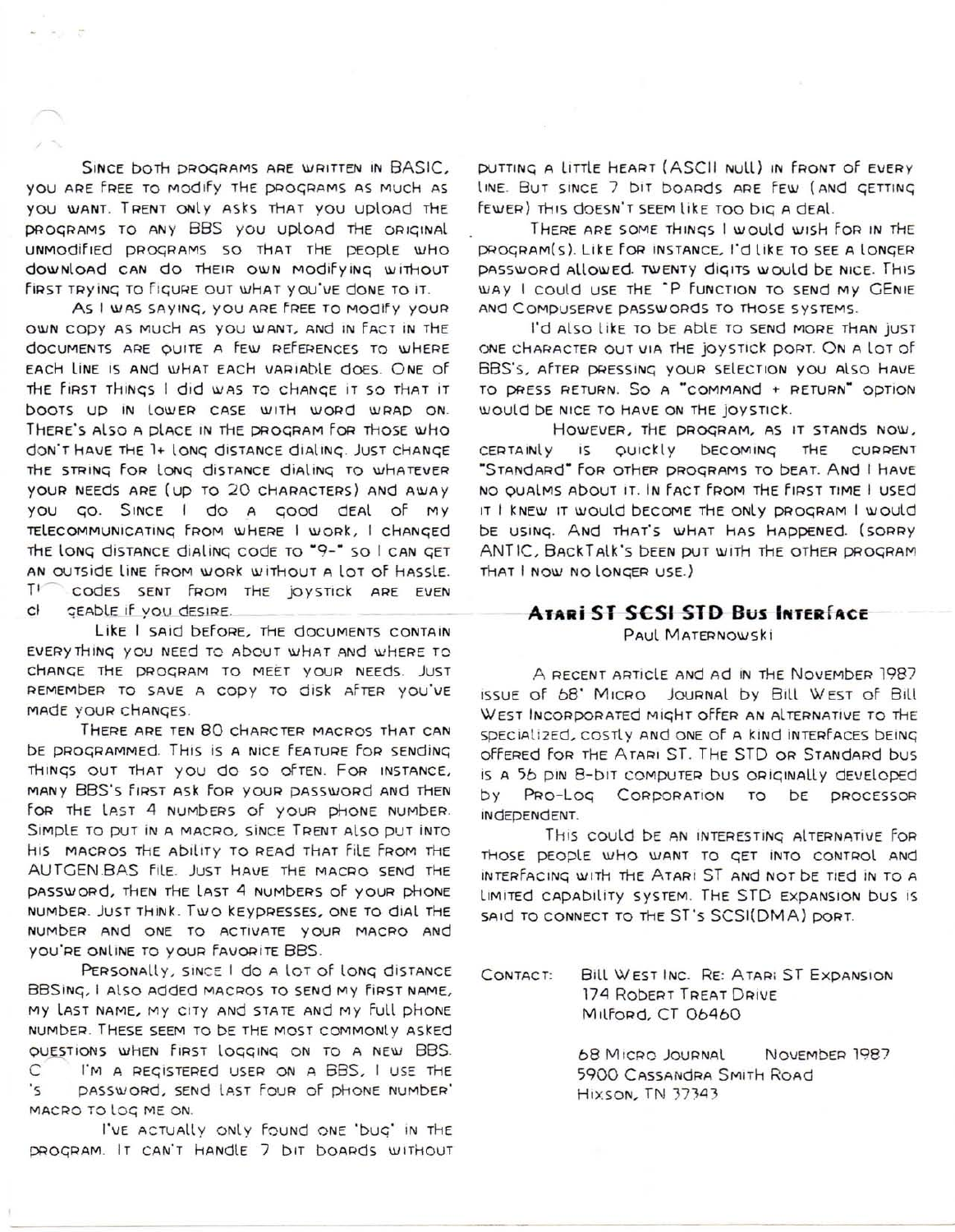Since both programs are written in BASIC, you are free to modify the programs as much as you want. Trent only asks that you upload the programs to any BBS you upload the original unmodified programs so that the people who download can do their own modifying without first trying to figure out what you've done to it.

As I was saying, you are free to modify your own copy as much as you want, and in fact in the documents are quite a few references to where each line is and what each variable does. One of the first things I did was to change it so that it boots up in lower case with word wrap on. There's also a place in the program for those who don't have the 1+ long distance dialing. Just change the string for long distance dialing to whatever your needs are (up to 20 characters) and away you go. Since I do a good deal of my telecommunicating from where I work, I changed the long distance dialing code to "9-" so I can get an outside line from work without a lot of hassle. Th codes sent from the joystick are even ch geable if you desire.

Like I said before, the documents contain everything you need to about what and where to change the program to meet your needs. Just remember to save a copy to disk after you've made your changes.

There are ten 80 charcter macros that can be programmed. This is a nice feature for sending things out that you do so often. For instance, many BBS's first ask for your password and then for the last 4 numbers of your phone number. Simple to put in a macro, since Trent also put into his macros the ability to read that file from the AUTGEN.BAS file. Just have the macro send the password, then the last 4 numbers of your phone number. Just think. Two keypresses, one to dial the number and one to activate your macro and you're online to your favorite BBS.

Personally, since I do a lot of long distance BBSing, I also added macros to send my first name, my last name, my city and state and my full phone number. These seem to be the most commonly asked questions when first logging on to a new BBS. C I'm a registered user on a BBS, I use the 's password, send last four of phone number' macro to log me on.

I've actually only found one 'bug' in the program. It can't handle 7 bit boards without putting a little heart (ASCII null) in front of every line. But since 7 bit boards are few (and getting fewer) this doesn't seem like too big a deal.

There are some things I would wish for in the program(s). Like for instance, I'd like to see a longer password allowed. Twenty digits would be nice. This way I could use the ^P function to send my GEnie and Compuserve passwords to those systems.

I'd also like to be able to send more than just one character out via the joystick port. On a lot of BBS's, after pressing your selection you also have to press return. So a "command + return" option would be nice to have on the joystick.

However, the program, as it stands now, certainly is quickly becoming the current "Standard" for other programs to beat. And I have no qualms about it. In fact from the first time I used it I knew it would become the only program I would be using. And that's what has happened. (sorry ANTIC, BackTalk's been put with the other program that I now no longer use.)

## Atari ST SCSI STD Bus Interface

Paul Maternowski

A recent article and ad in the November 1987 issue of 68' Micro Journal by Bill West of Bill West Incorporated might offer an alternative to the specialized, costly and one of a kind interfaces being offered for the Atari ST. The STD or Standard bus is a 56 pin 8-bit computer bus originally developed by Pro-Log Corporation to be processor independent.

This could be an interesting alternative for those people who want to get into control and interfacing with the Atari ST and not be tied in to a limited capability system. The STD expansion bus is said to connect to the ST's SCSI(DMA) port.

Contact: Bill West Inc. Re: Atari ST Expansion
174 Robert Treat Drive
Milford, CT 06460

68 Micro Journal November 1987
5900 Cassandra Smith Road
Hixson, TN 37343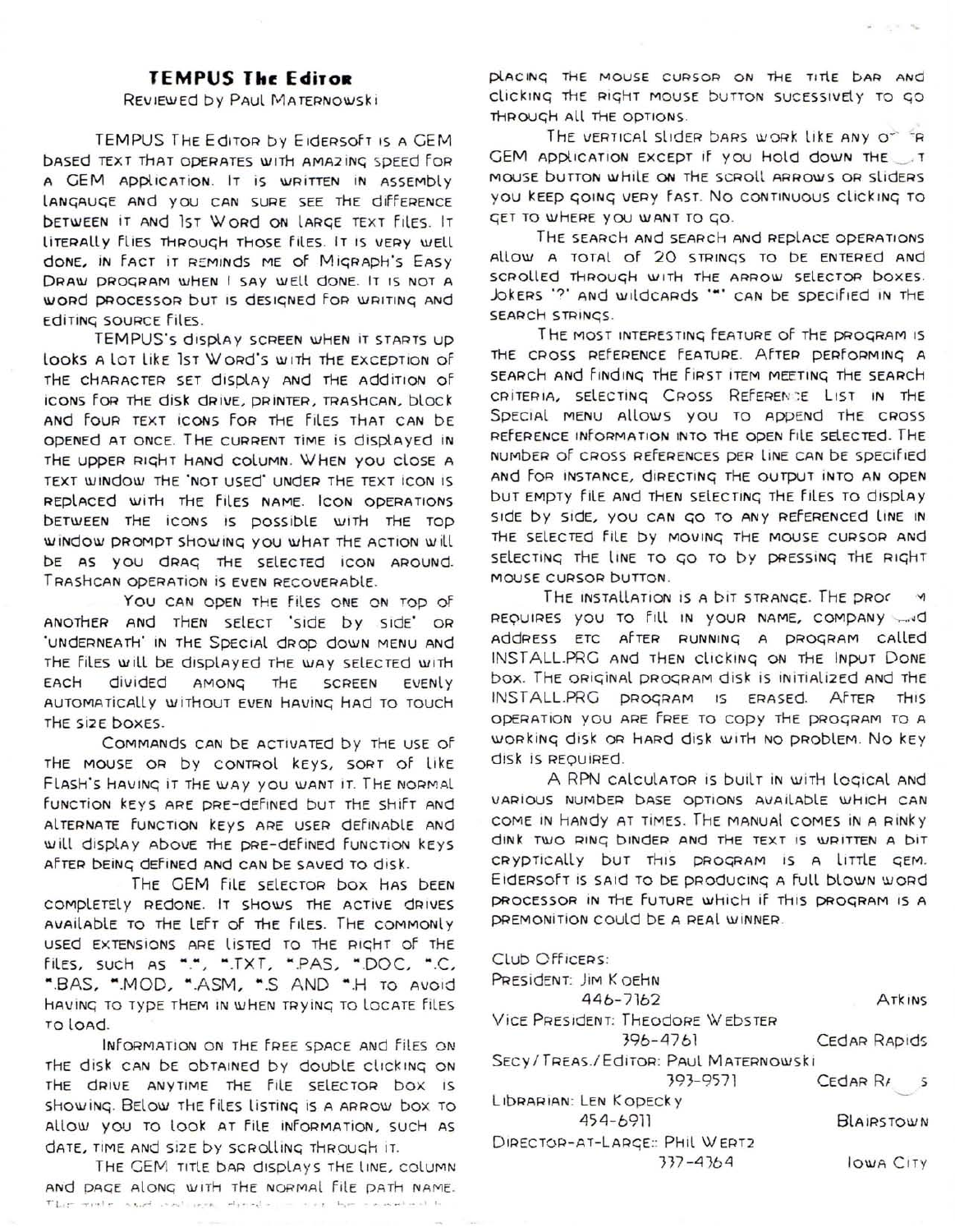## TEMPUS The Editor

Reviewed by Paul Maternowski

TEMPUS The Editor by Eidersoft is a GEM based text that operates with amazing speed for a GEM application. It is written in assembly langauge and you can sure see the difference between it and 1st Word on large text files. It literally flies through those files. It is very well done, in fact it reminds me of Migraph's Easy Draw program when I say well done. It is not a word processor but is designed for writing and editing source files.

TEMPUS's display screen when it starts up looks a lot like 1st Word's with the exception of the character set display and the addition of icons for the disk drive, printer, trashcan, block and four text icons for the files that can be opened at once. The current time is displayed in the upper right hand column. When you close a text window the 'not used' under the text icon is replaced with the files name. Icon operations between the icons is possible with the top window prompt showing you what the action will be as you drag the selected icon around. Trashcan operation is even recoverable.

You can open the files one on top of another and then select 'side by side' or 'underneath' in the Special drop down menu and the files will be displayed the way selected with each divided among the screen evenly automatically without even having had to touch the size boxes.

Commands can be activated by the use of the mouse or by control keys, sort of like Flash's having it the way you want it. The normal function keys are pre-defined but the shift and alternate function keys are user definable and will display above the pre-defined function keys after being defined and can be saved to disk.

The GEM file selector box has been completely redone. It shows the active drives available to the left of the files. The commonly used extensions are listed to the right of the files, such as *.*, *.TXT, *.PAS, *.DOC, *.C, *.BAS, *.MOD, *.ASM, *.S and *.H to avoid having to type them in when trying to locate files to load.

Information on the free space and files on the disk can be obtained by double clicking on the drive anytime the file selector box is showing. Below the files listing is a arrow box to allow you to look at file information, such as date, time and size by scrolling through it.

The GEM title bar displays the line, column and page along with the normal file path name. The title and ... placing the mouse cursor on the title bar and clicking the right mouse button sucessively to go through all the options.

The vertical slider bars work like any other GEM application except if you hold down the left mouse button while on the scroll arrows or sliders you keep going very fast. No continuous clicking to get to where you want to go.

The search and search and replace operations allow a total of 20 strings to be entered and scrolled through with the arrow selector boxes. Jokers '?' and wildcards '*' can be specified in the search strings.

The most interesting feature of the program is the cross reference feature. After performing a search and finding the first item meeting the search criteria, selecting Cross Reference List in the Special menu allows you to append the cross reference information into the open file selected. The number of cross references per line can be specified and for instance, directing the output into an open but empty file and then selecting the files to display side by side, you can go to any referenced line in the selected file by moving the mouse cursor and selecting the line to go to by pressing the right mouse cursor button.

The installation is a bit strange. The program requires you to fill in your name, company and address etc after running a program called INSTALL.PRG and then clicking on the Input Done box. The original program disk is initialized and the INSTALL.PRG program is erased. After this operation you are free to copy the program to a working disk or hard disk with no problem. No key disk is required.

A RPN calculator is built in with logical and various number base options available which can come in handy at times. The manual comes in a rinky dink two ring binder and the text is written a bit cryptically but this program is a little gem. Eidersoft is said to be producing a full blown word processor in the future which if this program is a premonition could be a real winner.

Club Officers:

President: Jim Koehn
446-7162 — Atkins

Vice President: Theodore Webster
396-4761 — Cedar Rapids

Secy/Treas./Editor: Paul Maternowski
393-9571 — Cedar Rapids

Librarian: Len Kopecky
454-6911 — Blairstown

Director-at-Large: Phil Wertz
337-4364 — Iowa City